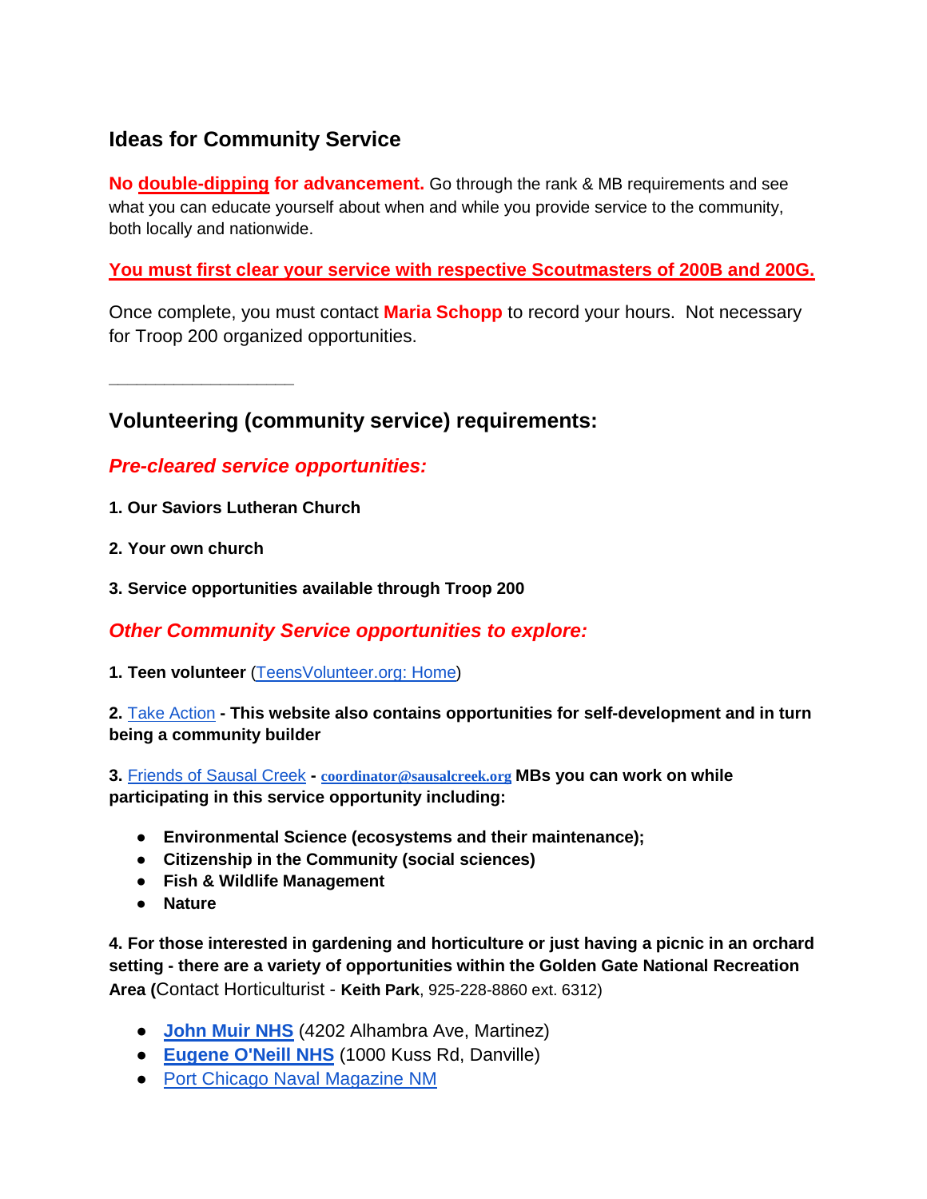## Ideas for Community Service

**No double-dipping for advancement.** Go through the rank & MB requirements and see what you can educate yourself about when and while you provide service to the community, both locally and nationwide.

**You must first clear your service with respective Scoutmasters of 200B and 200G.**

Once complete, you must contact **Maria Schopp** to record your hours. Not necessary for Troop 200 organized opportunities.

---

## Volunteering (community service) requirements:

### *Pre-cleared service opportunities:*

**1. Our Saviors Lutheran Church**

**2. Your own church**

**3. Service opportunities available through Troop 200**

### *Other Community Service opportunities to explore:*

**1. Teen volunteer** (TeensVolunteer.org: Home)

**2.** Take Action **- This website also contains opportunities for self-development and in turn being a community builder**

**3.** Friends of Sausal Creek **-** **coordinator@sausalcreek.org** **MBs you can work on while participating in this service opportunity including:**

- **Environmental Science (ecosystems and their maintenance);**
- **Citizenship in the Community (social sciences)**
- **Fish & Wildlife Management**
- **Nature**

**4. For those interested in gardening and horticulture or just having a picnic in an orchard setting - there are a variety of opportunities within the Golden Gate National Recreation Area (**Contact Horticulturist - **Keith Park**, 925-228-8860 ext. 6312)

- **John Muir NHS** (4202 Alhambra Ave, Martinez)
- **Eugene O'Neill NHS** (1000 Kuss Rd, Danville)
- Port Chicago Naval Magazine NM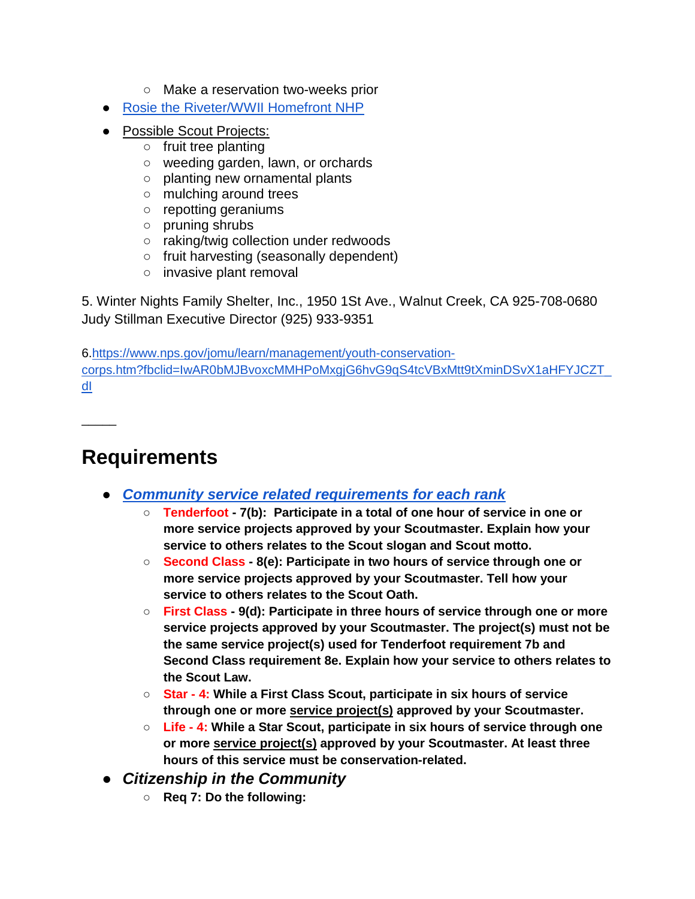- Make a reservation two-weeks prior
- Rosie the Riveter/WWII Homefront NHP
- Possible Scout Projects:
    - fruit tree planting
    - weeding garden, lawn, or orchards
    - planting new ornamental plants
    - mulching around trees
    - repotting geraniums
    - pruning shrubs
    - raking/twig collection under redwoods
    - fruit harvesting (seasonally dependent)
    - invasive plant removal

5. Winter Nights Family Shelter, Inc., 1950 1St Ave., Walnut Creek, CA 925-708-0680
Judy Stillman Executive Director (925) 933-9351

6.https://www.nps.gov/jomu/learn/management/youth-conservation-corps.htm?fbclid=IwAR0bMJBvoxcMMHPoMxgjG6hvG9qS4tcVBxMtt9tXminDSvX1aHFYJCZT_dI

_____

# Requirements

- ***Community service related requirements for each rank***
    - **Tenderfoot - 7(b): Participate in a total of one hour of service in one or more service projects approved by your Scoutmaster. Explain how your service to others relates to the Scout slogan and Scout motto.**
    - **Second Class - 8(e): Participate in two hours of service through one or more service projects approved by your Scoutmaster. Tell how your service to others relates to the Scout Oath.**
    - **First Class - 9(d): Participate in three hours of service through one or more service projects approved by your Scoutmaster. The project(s) must not be the same service project(s) used for Tenderfoot requirement 7b and Second Class requirement 8e. Explain how your service to others relates to the Scout Law.**
    - **Star - 4: While a First Class Scout, participate in six hours of service through one or more service project(s) approved by your Scoutmaster.**
    - **Life - 4: While a Star Scout, participate in six hours of service through one or more service project(s) approved by your Scoutmaster. At least three hours of this service must be conservation-related.**
- ***Citizenship in the Community***
    - **Req 7: Do the following:**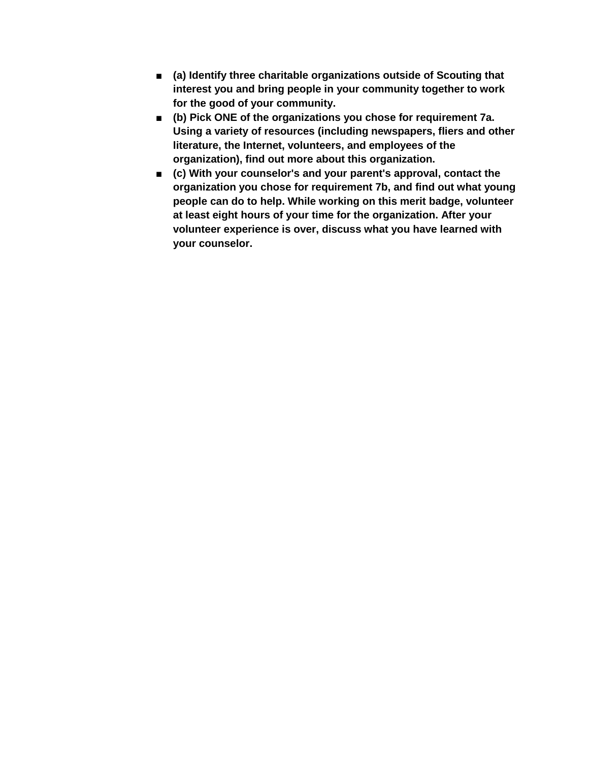- **(a) Identify three charitable organizations outside of Scouting that interest you and bring people in your community together to work for the good of your community.**
- **(b) Pick ONE of the organizations you chose for requirement 7a. Using a variety of resources (including newspapers, fliers and other literature, the Internet, volunteers, and employees of the organization), find out more about this organization.**
- **(c) With your counselor's and your parent's approval, contact the organization you chose for requirement 7b, and find out what young people can do to help. While working on this merit badge, volunteer at least eight hours of your time for the organization. After your volunteer experience is over, discuss what you have learned with your counselor.**